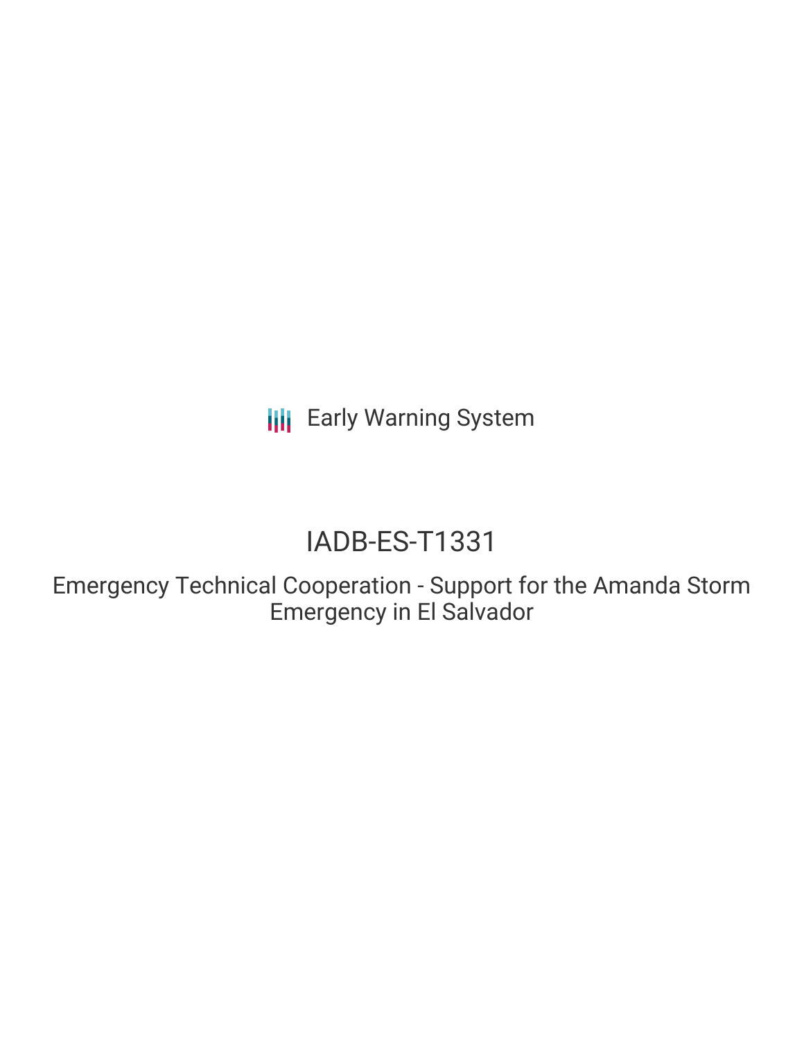Early Warning System

# IADB-ES-T1331

## Emergency Technical Cooperation - Support for the Amanda Storm Emergency in El Salvador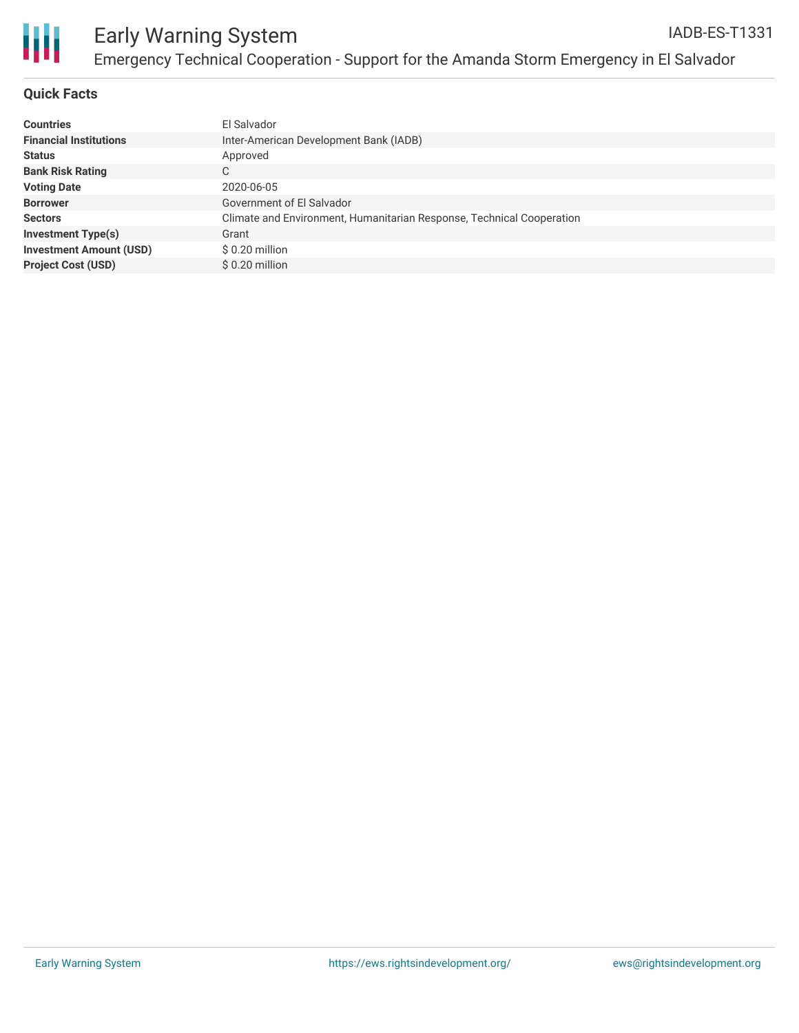# Early Warning System

IADB-ES-T1331

## Emergency Technical Cooperation - Support for the Amanda Storm Emergency in El Salvador

### Quick Facts

| | |
|---|---|
| **Countries** | El Salvador |
| **Financial Institutions** | Inter-American Development Bank (IADB) |
| **Status** | Approved |
| **Bank Risk Rating** | C |
| **Voting Date** | 2020-06-05 |
| **Borrower** | Government of El Salvador |
| **Sectors** | Climate and Environment, Humanitarian Response, Technical Cooperation |
| **Investment Type(s)** | Grant |
| **Investment Amount (USD)** | $ 0.20 million |
| **Project Cost (USD)** | $ 0.20 million |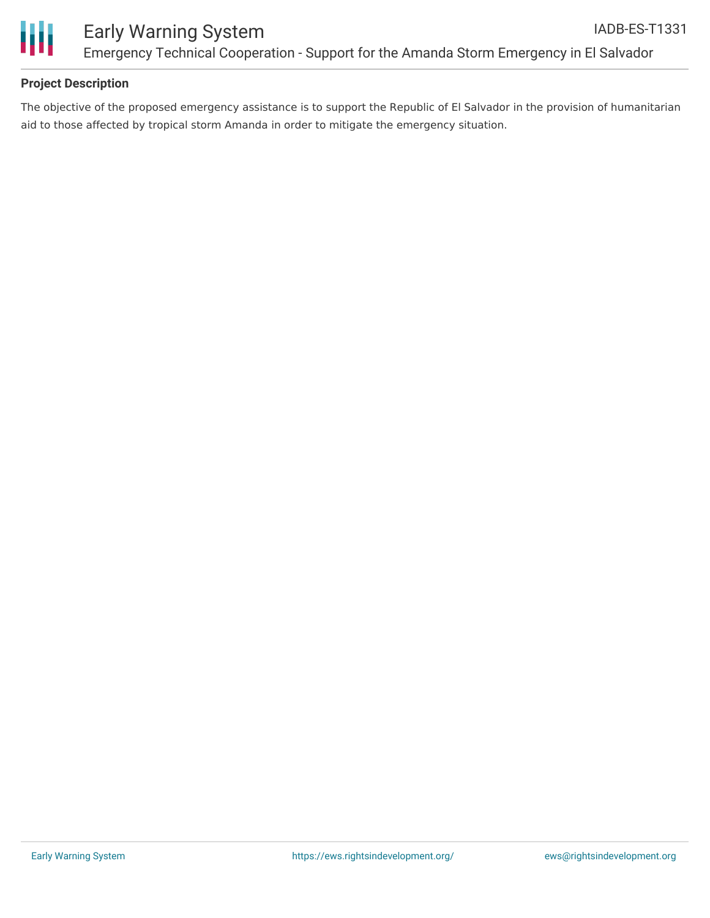**Project Description**

The objective of the proposed emergency assistance is to support the Republic of El Salvador in the provision of humanitarian aid to those affected by tropical storm Amanda in order to mitigate the emergency situation.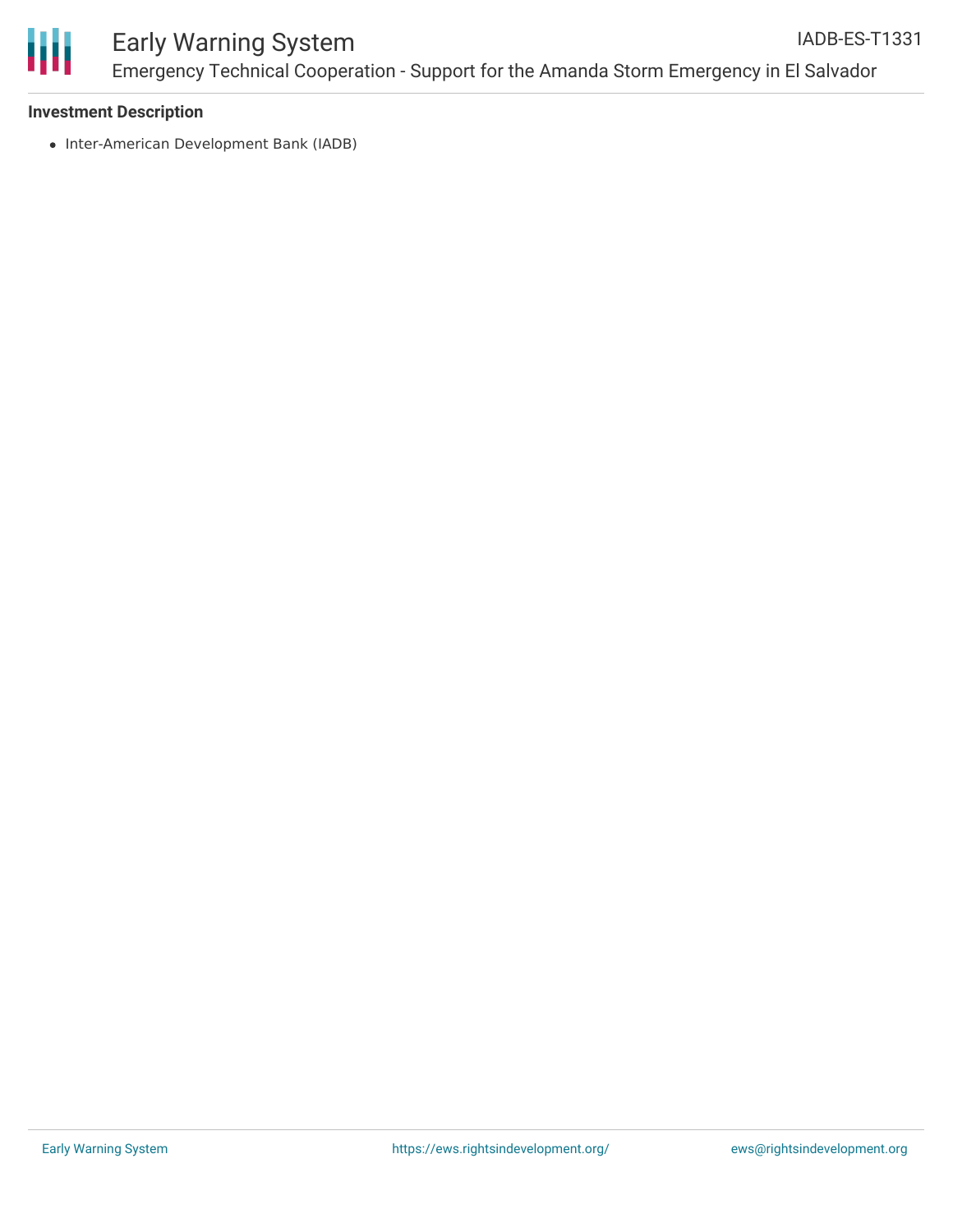**Investment Description**

- Inter-American Development Bank (IADB)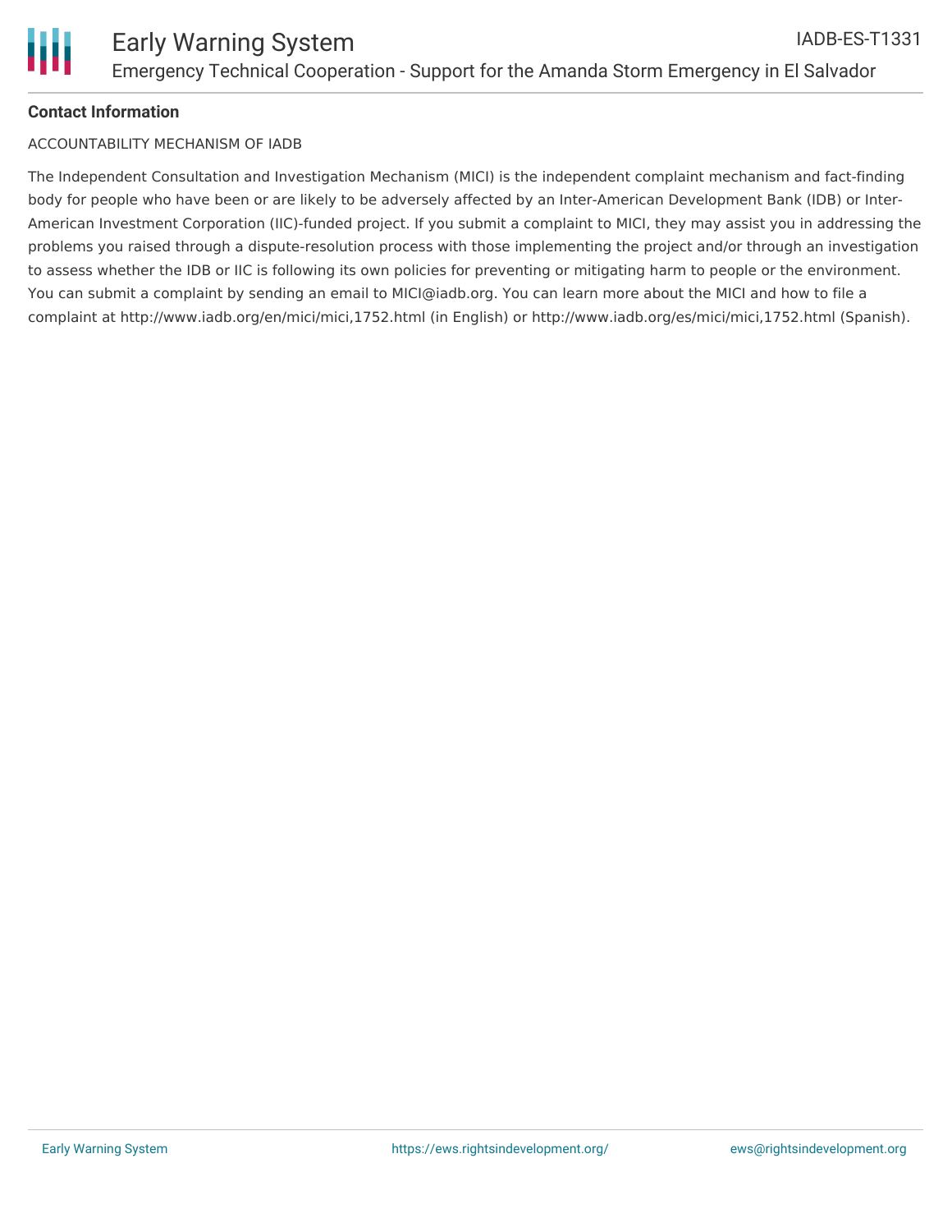**Contact Information**

ACCOUNTABILITY MECHANISM OF IADB

The Independent Consultation and Investigation Mechanism (MICI) is the independent complaint mechanism and fact-finding body for people who have been or are likely to be adversely affected by an Inter-American Development Bank (IDB) or Inter-American Investment Corporation (IIC)-funded project. If you submit a complaint to MICI, they may assist you in addressing the problems you raised through a dispute-resolution process with those implementing the project and/or through an investigation to assess whether the IDB or IIC is following its own policies for preventing or mitigating harm to people or the environment. You can submit a complaint by sending an email to MICI@iadb.org. You can learn more about the MICI and how to file a complaint at http://www.iadb.org/en/mici/mici,1752.html (in English) or http://www.iadb.org/es/mici/mici,1752.html (Spanish).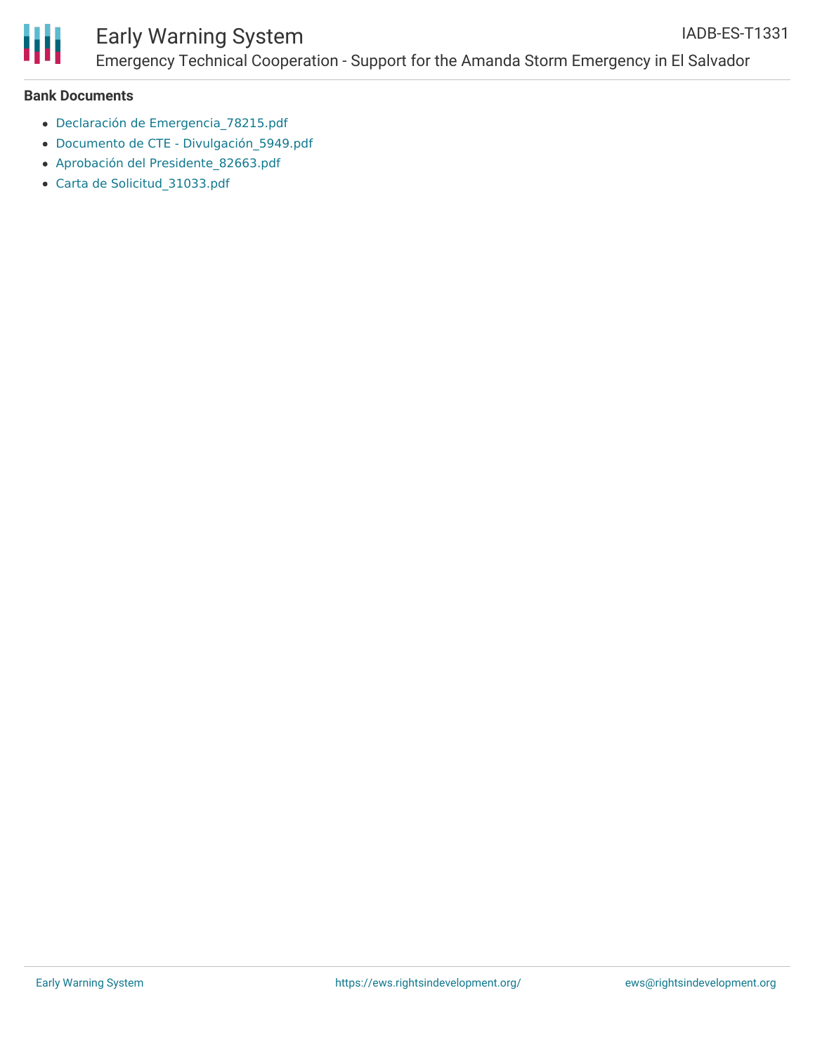**Bank Documents**

- Declaración de Emergencia_78215.pdf
- Documento de CTE - Divulgación_5949.pdf
- Aprobación del Presidente_82663.pdf
- Carta de Solicitud_31033.pdf